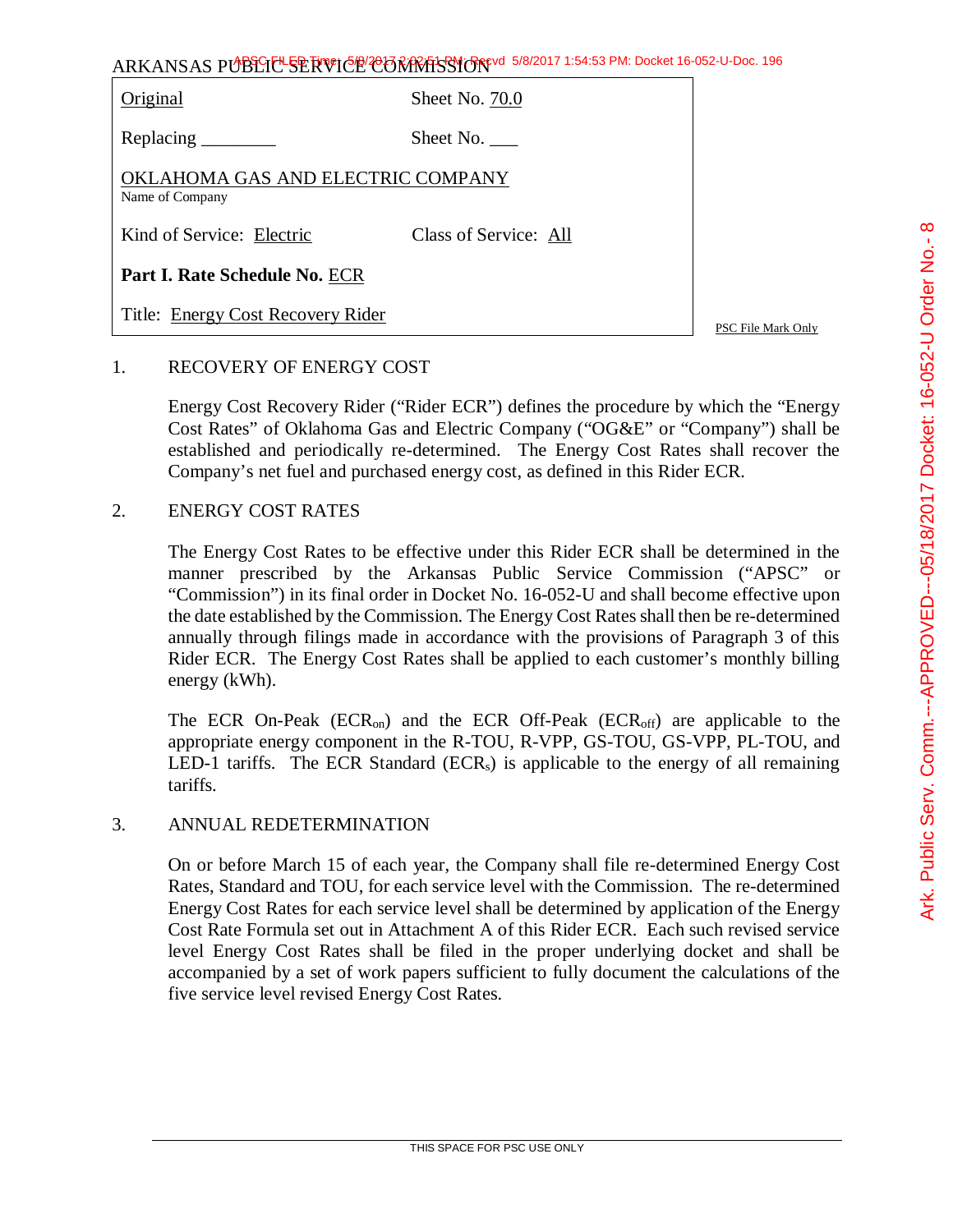ARKANSAS PUBLIC SERVICE COMMISSION

| Original | Sheet No. 70.0 |
| --- | --- |
| Replacing ________ | Sheet No. ___ |
| OKLAHOMA GAS AND ELECTRIC COMPANY<br>Name of Company | |
| Kind of Service: Electric | Class of Service: All |
| **Part I. Rate Schedule No.** ECR | |
| Title: Energy Cost Recovery Rider | |

PSC File Mark Only

1. RECOVERY OF ENERGY COST

   Energy Cost Recovery Rider ("Rider ECR") defines the procedure by which the "Energy Cost Rates" of Oklahoma Gas and Electric Company ("OG&E" or "Company") shall be established and periodically re-determined. The Energy Cost Rates shall recover the Company's net fuel and purchased energy cost, as defined in this Rider ECR.

2. ENERGY COST RATES

   The Energy Cost Rates to be effective under this Rider ECR shall be determined in the manner prescribed by the Arkansas Public Service Commission ("APSC" or "Commission") in its final order in Docket No. 16-052-U and shall become effective upon the date established by the Commission. The Energy Cost Rates shall then be re-determined annually through filings made in accordance with the provisions of Paragraph 3 of this Rider ECR. The Energy Cost Rates shall be applied to each customer's monthly billing energy (kWh).

   The ECR On-Peak ($ECR_{on}$) and the ECR Off-Peak ($ECR_{off}$) are applicable to the appropriate energy component in the R-TOU, R-VPP, GS-TOU, GS-VPP, PL-TOU, and LED-1 tariffs. The ECR Standard ($ECR_s$) is applicable to the energy of all remaining tariffs.

3. ANNUAL REDETERMINATION

   On or before March 15 of each year, the Company shall file re-determined Energy Cost Rates, Standard and TOU, for each service level with the Commission. The re-determined Energy Cost Rates for each service level shall be determined by application of the Energy Cost Rate Formula set out in Attachment A of this Rider ECR. Each such revised service level Energy Cost Rates shall be filed in the proper underlying docket and shall be accompanied by a set of work papers sufficient to fully document the calculations of the five service level revised Energy Cost Rates.

THIS SPACE FOR PSC USE ONLY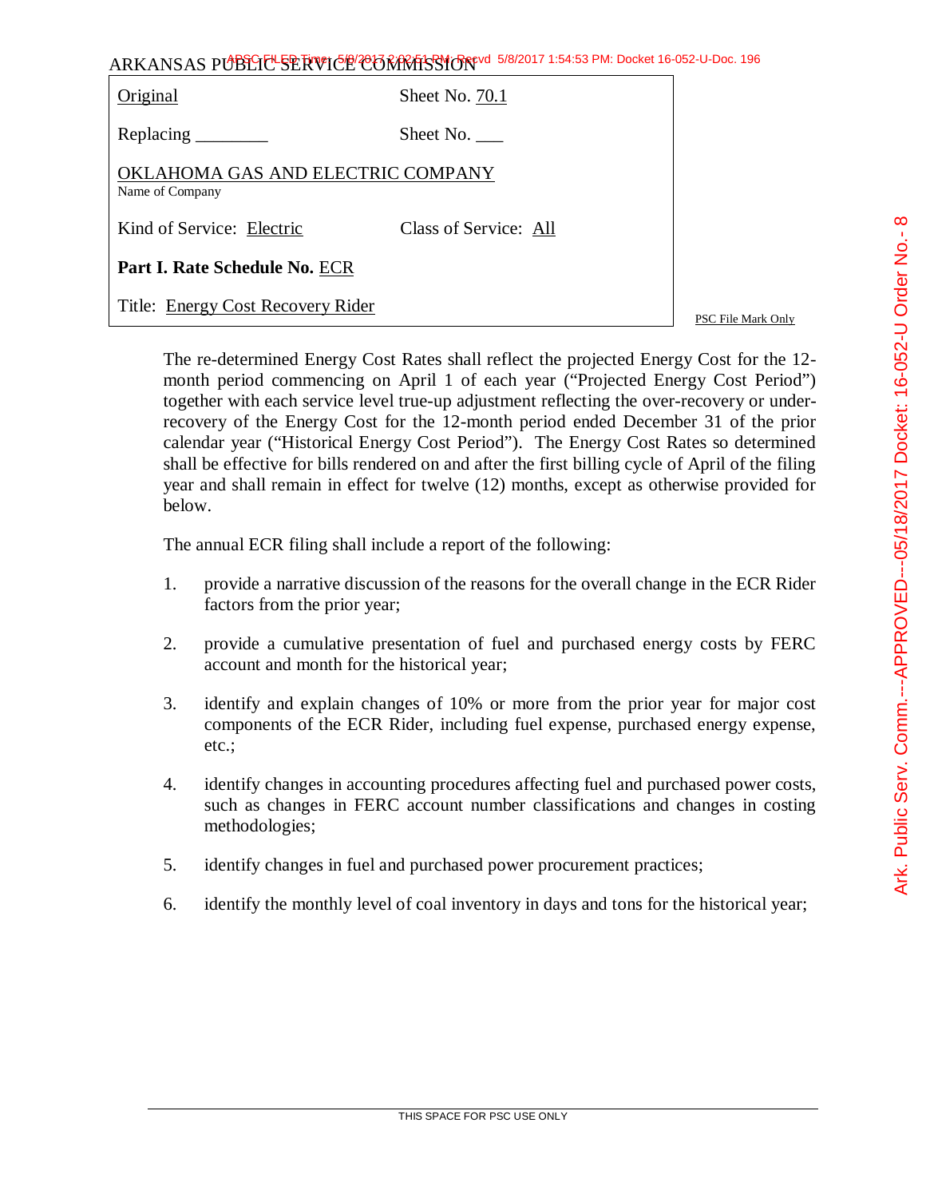ARKANSAS PUBLIC SERVICE COMMISSION

| | |
|---|---|
| Original | Sheet No. 70.1 |
| Replacing ________ | Sheet No. ___ |
| OKLAHOMA GAS AND ELECTRIC COMPANY<br>Name of Company | |
| Kind of Service: Electric | Class of Service: All |
| **Part I. Rate Schedule No.** ECR | |
| Title: Energy Cost Recovery Rider | |

PSC File Mark Only

The re-determined Energy Cost Rates shall reflect the projected Energy Cost for the 12-month period commencing on April 1 of each year ("Projected Energy Cost Period") together with each service level true-up adjustment reflecting the over-recovery or under-recovery of the Energy Cost for the 12-month period ended December 31 of the prior calendar year ("Historical Energy Cost Period"). The Energy Cost Rates so determined shall be effective for bills rendered on and after the first billing cycle of April of the filing year and shall remain in effect for twelve (12) months, except as otherwise provided for below.

The annual ECR filing shall include a report of the following:

1. provide a narrative discussion of the reasons for the overall change in the ECR Rider factors from the prior year;

2. provide a cumulative presentation of fuel and purchased energy costs by FERC account and month for the historical year;

3. identify and explain changes of 10% or more from the prior year for major cost components of the ECR Rider, including fuel expense, purchased energy expense, etc.;

4. identify changes in accounting procedures affecting fuel and purchased power costs, such as changes in FERC account number classifications and changes in costing methodologies;

5. identify changes in fuel and purchased power procurement practices;

6. identify the monthly level of coal inventory in days and tons for the historical year;

THIS SPACE FOR PSC USE ONLY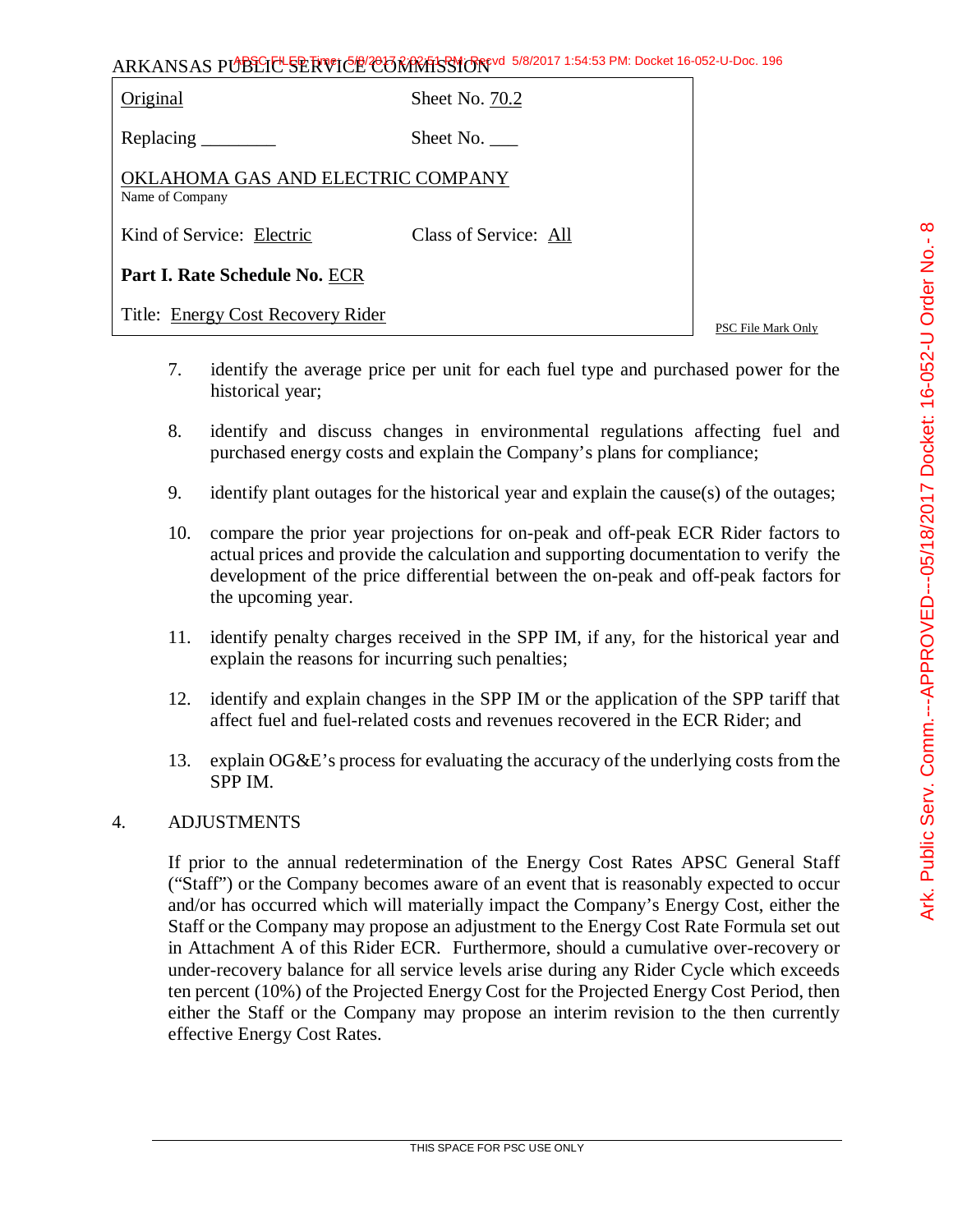ARKANSAS PUBLIC SERVICE COMMISSION

| | |
|---|---|
| Original | Sheet No. 70.2 |
| Replacing ________ | Sheet No. ___ |
| OKLAHOMA GAS AND ELECTRIC COMPANY<br>Name of Company | |
| Kind of Service: Electric | Class of Service: All |
| **Part I. Rate Schedule No.** ECR | |
| Title: Energy Cost Recovery Rider | |

PSC File Mark Only

7. identify the average price per unit for each fuel type and purchased power for the historical year;

8. identify and discuss changes in environmental regulations affecting fuel and purchased energy costs and explain the Company's plans for compliance;

9. identify plant outages for the historical year and explain the cause(s) of the outages;

10. compare the prior year projections for on-peak and off-peak ECR Rider factors to actual prices and provide the calculation and supporting documentation to verify the development of the price differential between the on-peak and off-peak factors for the upcoming year.

11. identify penalty charges received in the SPP IM, if any, for the historical year and explain the reasons for incurring such penalties;

12. identify and explain changes in the SPP IM or the application of the SPP tariff that affect fuel and fuel-related costs and revenues recovered in the ECR Rider; and

13. explain OG&E's process for evaluating the accuracy of the underlying costs from the SPP IM.

4. ADJUSTMENTS

If prior to the annual redetermination of the Energy Cost Rates APSC General Staff ("Staff") or the Company becomes aware of an event that is reasonably expected to occur and/or has occurred which will materially impact the Company's Energy Cost, either the Staff or the Company may propose an adjustment to the Energy Cost Rate Formula set out in Attachment A of this Rider ECR. Furthermore, should a cumulative over-recovery or under-recovery balance for all service levels arise during any Rider Cycle which exceeds ten percent (10%) of the Projected Energy Cost for the Projected Energy Cost Period, then either the Staff or the Company may propose an interim revision to the then currently effective Energy Cost Rates.

THIS SPACE FOR PSC USE ONLY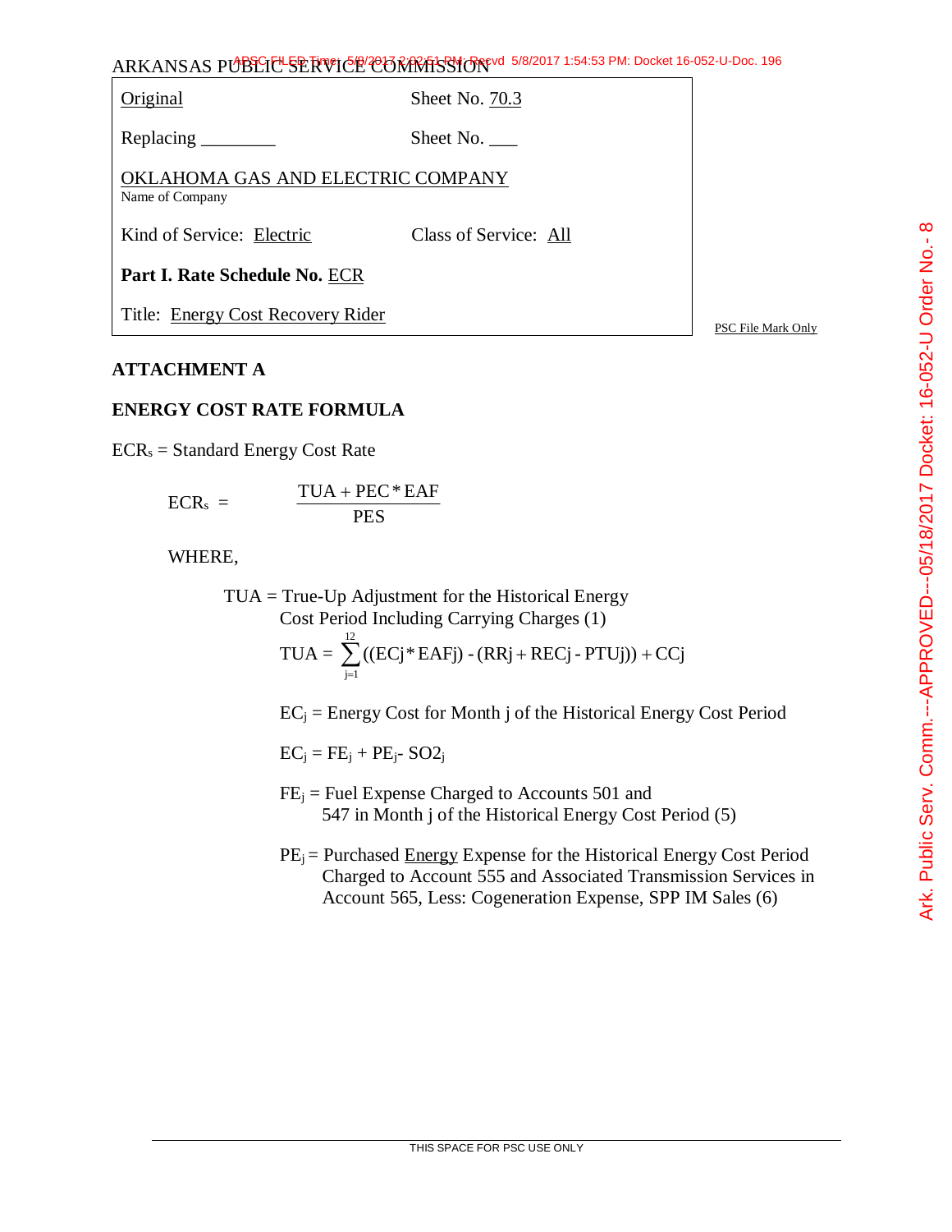ARKANSAS PUBLIC SERVICE COMMISSION

| Original | Sheet No. 70.3 |
|---|---|
| Replacing ________ | Sheet No. ___ |
| OKLAHOMA GAS AND ELECTRIC COMPANY<br>Name of Company | |
| Kind of Service: Electric | Class of Service: All |
| **Part I. Rate Schedule No.** ECR | |
| Title: Energy Cost Recovery Rider | |

PSC File Mark Only

**ATTACHMENT A**

**ENERGY COST RATE FORMULA**

$ECR_s$ = Standard Energy Cost Rate

$$ECR_s = \frac{TUA + PEC * EAF}{PES}$$

WHERE,

TUA = True-Up Adjustment for the Historical Energy Cost Period Including Carrying Charges (1)

$$TUA = \sum_{j=1}^{12}((ECj * EAFj) - (RRj + RECj - PTUj)) + CCj$$

$EC_j$ = Energy Cost for Month j of the Historical Energy Cost Period

$EC_j = FE_j + PE_j - SO2_j$

$FE_j$ = Fuel Expense Charged to Accounts 501 and 547 in Month j of the Historical Energy Cost Period (5)

$PE_j$ = Purchased Energy Expense for the Historical Energy Cost Period Charged to Account 555 and Associated Transmission Services in Account 565, Less: Cogeneration Expense, SPP IM Sales (6)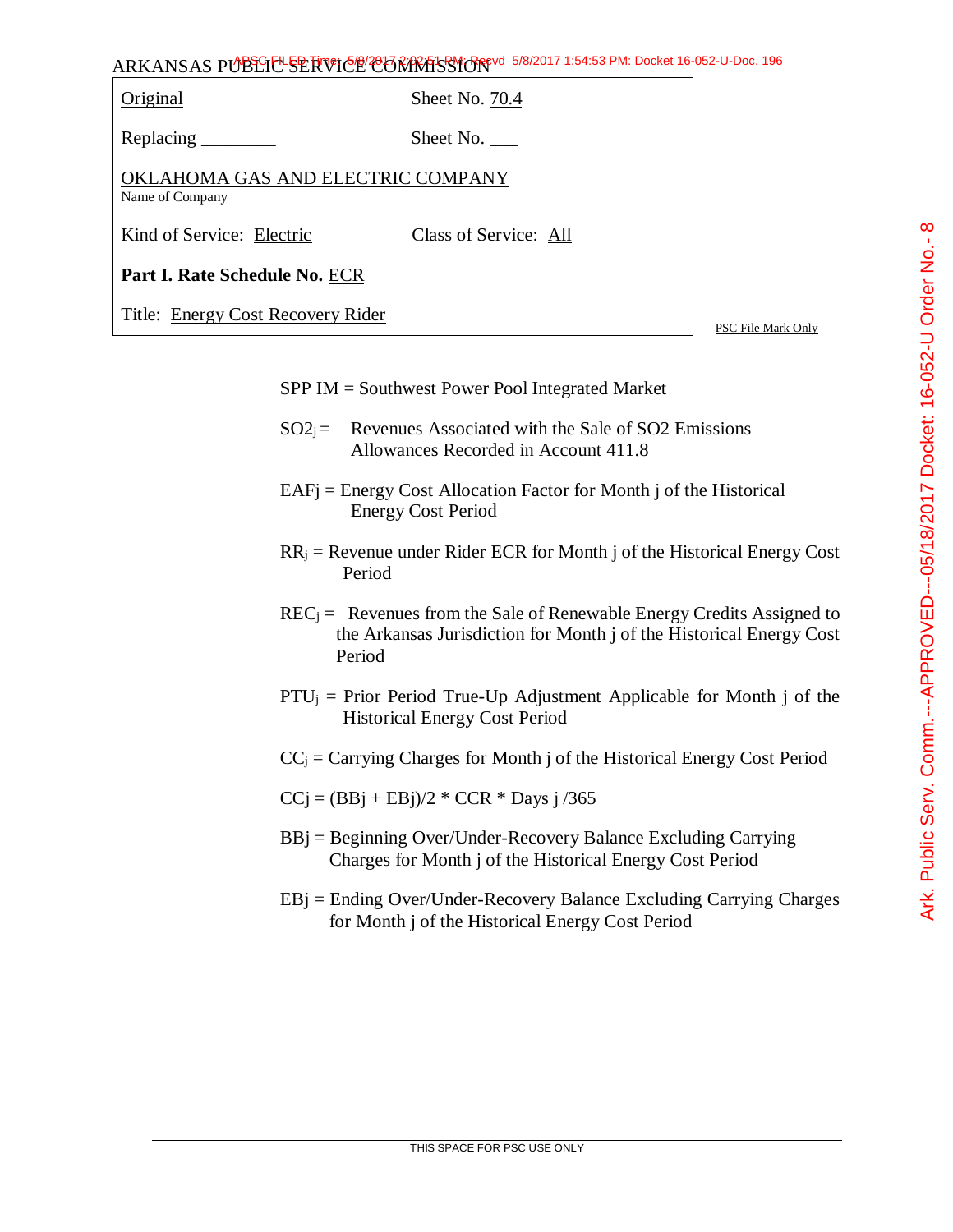ARKANSAS PUBLIC SERVICE COMMISSION

| Original | Sheet No. 70.4 |
|---|---|
| Replacing ________ | Sheet No. ___ |
| OKLAHOMA GAS AND ELECTRIC COMPANY<br>Name of Company | |
| Kind of Service: Electric | Class of Service: All |
| **Part I. Rate Schedule No.** ECR | |
| Title: Energy Cost Recovery Rider | |

PSC File Mark Only

SPP IM = Southwest Power Pool Integrated Market

$SO2_j$ = Revenues Associated with the Sale of SO2 Emissions Allowances Recorded in Account 411.8

$EAF_j$ = Energy Cost Allocation Factor for Month j of the Historical Energy Cost Period

$RR_j$ = Revenue under Rider ECR for Month j of the Historical Energy Cost Period

$REC_j$ = Revenues from the Sale of Renewable Energy Credits Assigned to the Arkansas Jurisdiction for Month j of the Historical Energy Cost Period

$PTU_j$ = Prior Period True-Up Adjustment Applicable for Month j of the Historical Energy Cost Period

$CC_j$ = Carrying Charges for Month j of the Historical Energy Cost Period

$CC_j = (BB_j + EB_j)/2 * CCR * Days_j /365$

$BB_j$ = Beginning Over/Under-Recovery Balance Excluding Carrying Charges for Month j of the Historical Energy Cost Period

$EB_j$ = Ending Over/Under-Recovery Balance Excluding Carrying Charges for Month j of the Historical Energy Cost Period

THIS SPACE FOR PSC USE ONLY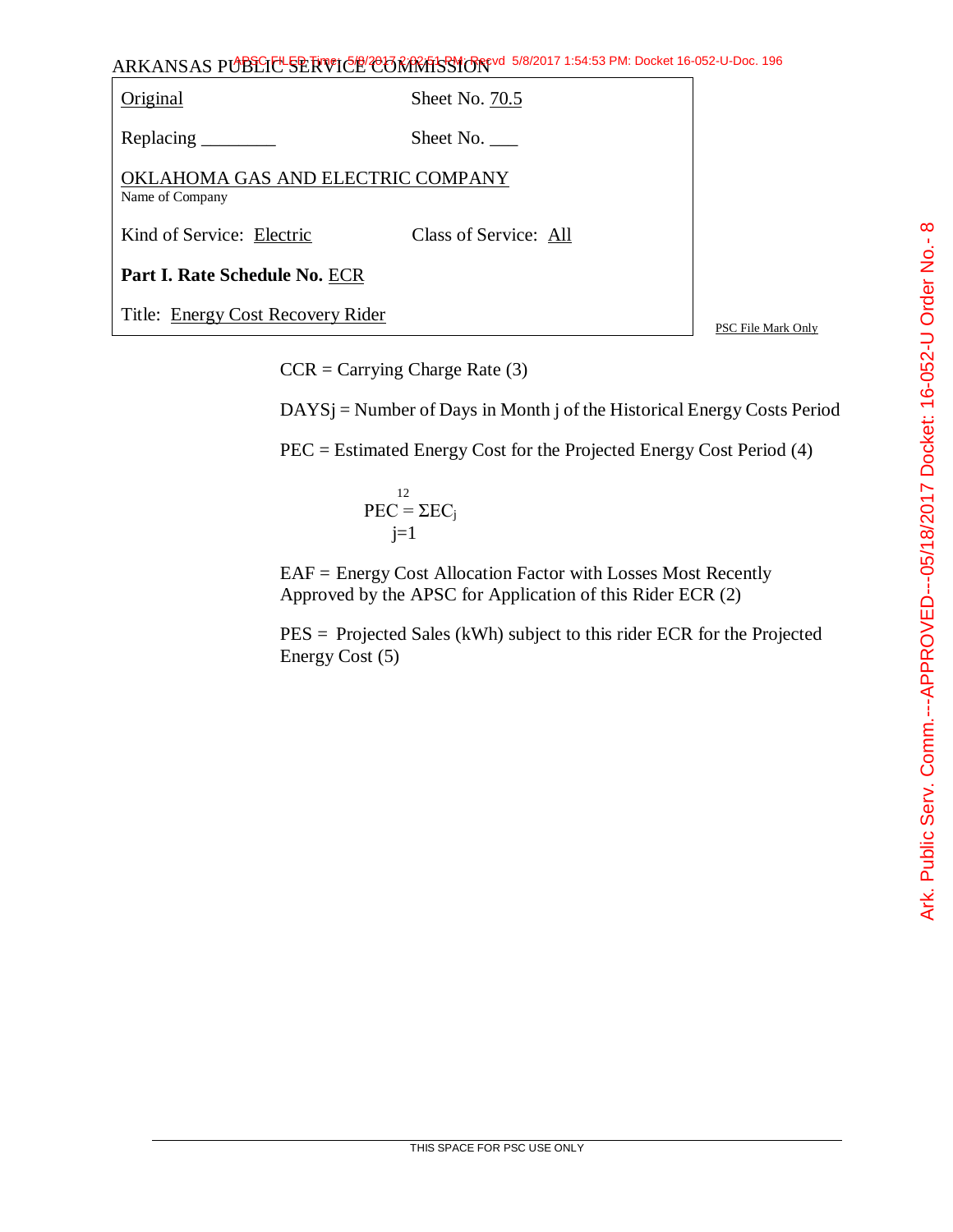ARKANSAS PUBLIC SERVICE COMMISSION

| | |
|---|---|
| Original | Sheet No. 70.5 |
| Replacing ________ | Sheet No. ___ |
| OKLAHOMA GAS AND ELECTRIC COMPANY<br>Name of Company | |
| Kind of Service: Electric | Class of Service: All |
| **Part I. Rate Schedule No.** ECR | |
| Title: Energy Cost Recovery Rider | |

PSC File Mark Only

CCR = Carrying Charge Rate (3)

DAYSj = Number of Days in Month j of the Historical Energy Costs Period

PEC = Estimated Energy Cost for the Projected Energy Cost Period (4)

$$PEC = \sum_{j=1}^{12} EC_j$$

EAF = Energy Cost Allocation Factor with Losses Most Recently Approved by the APSC for Application of this Rider ECR (2)

PES = Projected Sales (kWh) subject to this rider ECR for the Projected Energy Cost (5)

THIS SPACE FOR PSC USE ONLY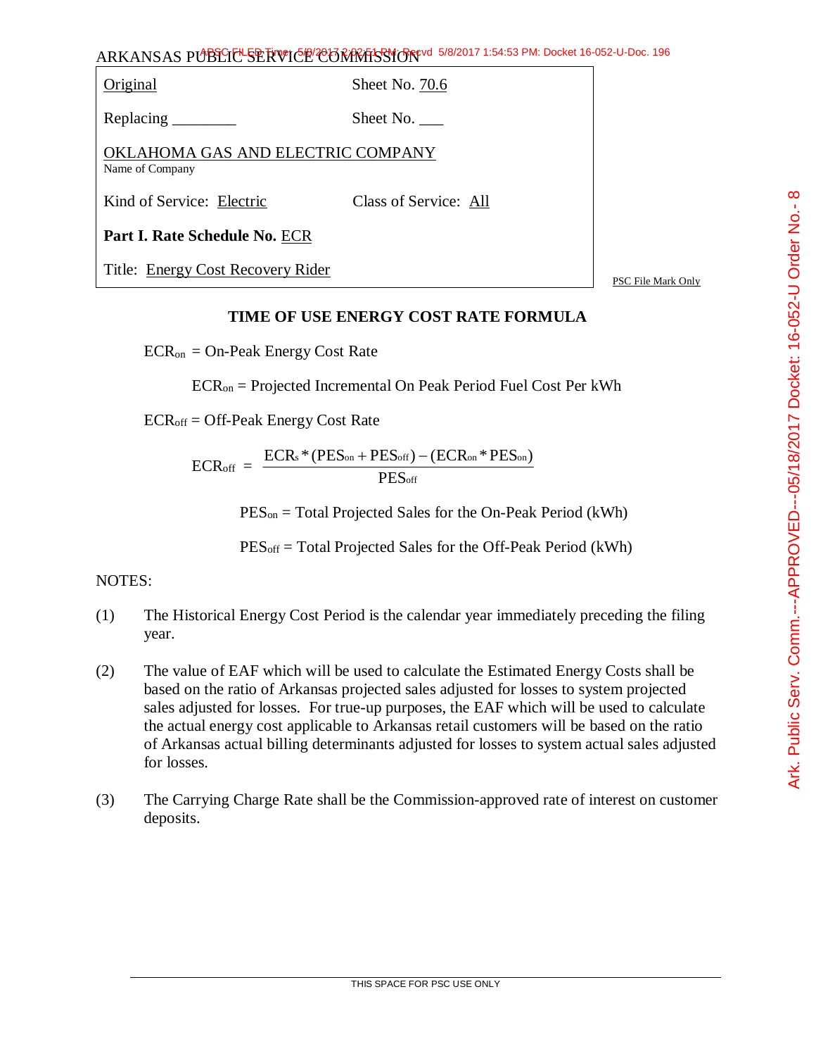ARKANSAS PUBLIC SERVICE COMMISSION

| Original | Sheet No. 70.6 |
|---|---|
| Replacing ________ | Sheet No. ___ |
| OKLAHOMA GAS AND ELECTRIC COMPANY<br>Name of Company | |
| Kind of Service: Electric | Class of Service: All |
| **Part I. Rate Schedule No.** ECR | |
| Title: Energy Cost Recovery Rider | |

PSC File Mark Only

## TIME OF USE ENERGY COST RATE FORMULA

$ECR_{on}$ = On-Peak Energy Cost Rate

$ECR_{on}$ = Projected Incremental On Peak Period Fuel Cost Per kWh

$ECR_{off}$ = Off-Peak Energy Cost Rate

$$ECR_{off} = \frac{ECR_s * (PES_{on} + PES_{off}) - (ECR_{on} * PES_{on})}{PES_{off}}$$

$PES_{on}$ = Total Projected Sales for the On-Peak Period (kWh)

$PES_{off}$ = Total Projected Sales for the Off-Peak Period (kWh)

NOTES:

(1) The Historical Energy Cost Period is the calendar year immediately preceding the filing year.

(2) The value of EAF which will be used to calculate the Estimated Energy Costs shall be based on the ratio of Arkansas projected sales adjusted for losses to system projected sales adjusted for losses. For true-up purposes, the EAF which will be used to calculate the actual energy cost applicable to Arkansas retail customers will be based on the ratio of Arkansas actual billing determinants adjusted for losses to system actual sales adjusted for losses.

(3) The Carrying Charge Rate shall be the Commission-approved rate of interest on customer deposits.

THIS SPACE FOR PSC USE ONLY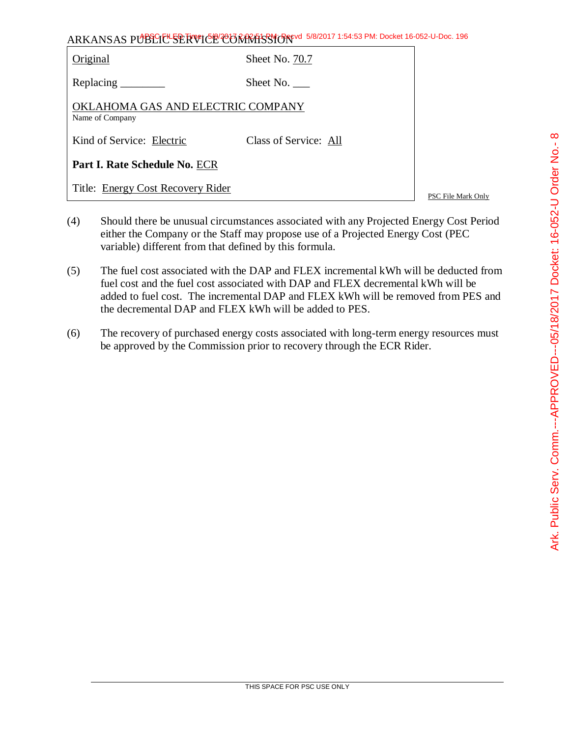ARKANSAS PUBLIC SERVICE COMMISSION

| | |
|---|---|
| Original | Sheet No. 70.7 |
| Replacing ________ | Sheet No. ___ |
| OKLAHOMA GAS AND ELECTRIC COMPANY<br>Name of Company | |
| Kind of Service: Electric | Class of Service: All |
| **Part I. Rate Schedule No.** ECR | |
| Title: Energy Cost Recovery Rider | |

PSC File Mark Only

(4) Should there be unusual circumstances associated with any Projected Energy Cost Period either the Company or the Staff may propose use of a Projected Energy Cost (PEC variable) different from that defined by this formula.

(5) The fuel cost associated with the DAP and FLEX incremental kWh will be deducted from fuel cost and the fuel cost associated with DAP and FLEX decremental kWh will be added to fuel cost. The incremental DAP and FLEX kWh will be removed from PES and the decremental DAP and FLEX kWh will be added to PES.

(6) The recovery of purchased energy costs associated with long-term energy resources must be approved by the Commission prior to recovery through the ECR Rider.

THIS SPACE FOR PSC USE ONLY